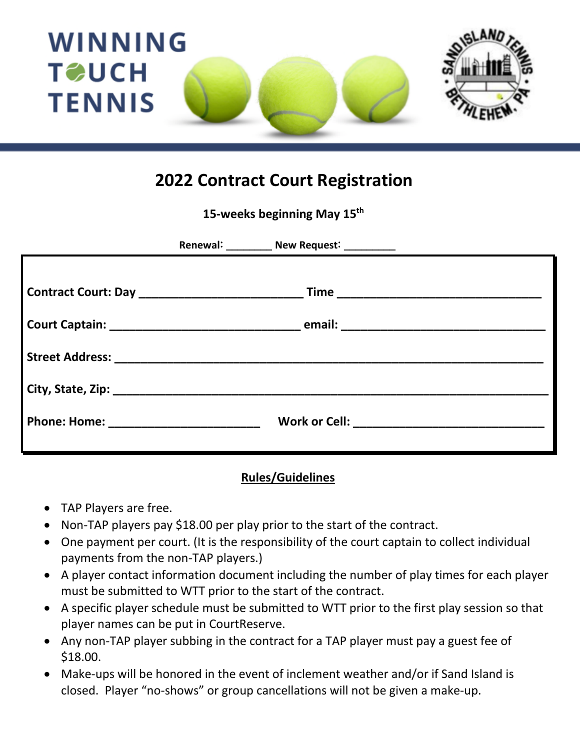WINNING TOUCH TENNIS

SAND ISLAND TENNIS • BETHLEHEM, PA •

# 2022 Contract Court Registration

**15-weeks beginning May 15th**

**Renewal:** ________ **New Request:** _________

**Contract Court: Day** _________________________ **Time** _______________________________

**Court Captain:** _____________________________ **email:** _______________________________

**Street Address:** _________________________________________________________________

**City, State, Zip:** __________________________________________________________________

**Phone: Home:** _______________________ **Work or Cell:** _____________________________

## Rules/Guidelines

- TAP Players are free.
- Non-TAP players pay $18.00 per play prior to the start of the contract.
- One payment per court. (It is the responsibility of the court captain to collect individual payments from the non-TAP players.)
- A player contact information document including the number of play times for each player must be submitted to WTT prior to the start of the contract.
- A specific player schedule must be submitted to WTT prior to the first play session so that player names can be put in CourtReserve.
- Any non-TAP player subbing in the contract for a TAP player must pay a guest fee of $18.00.
- Make-ups will be honored in the event of inclement weather and/or if Sand Island is closed. Player "no-shows" or group cancellations will not be given a make-up.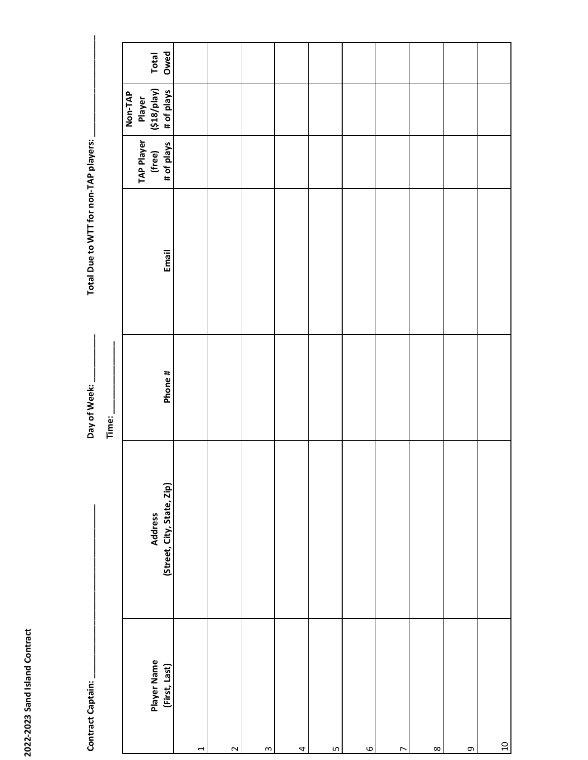**2022-2023 Sand Island Contract**

**Contract Captain:** ____________________ **Day of Week:** ________ **Time:** ________ **Total Due to WTT for non-TAP players:** ____________

| | Player Name (First, Last) | Address (Street, City, State, Zip) | Phone # | Email | TAP Player (free) # of plays | Non-TAP Player ($18/play) # of plays | Total Owed |
|---|---|---|---|---|---|---|---|
| 1 | | | | | | | |
| 2 | | | | | | | |
| 3 | | | | | | | |
| 4 | | | | | | | |
| 5 | | | | | | | |
| 6 | | | | | | | |
| 7 | | | | | | | |
| 8 | | | | | | | |
| 9 | | | | | | | |
| 10 | | | | | | | |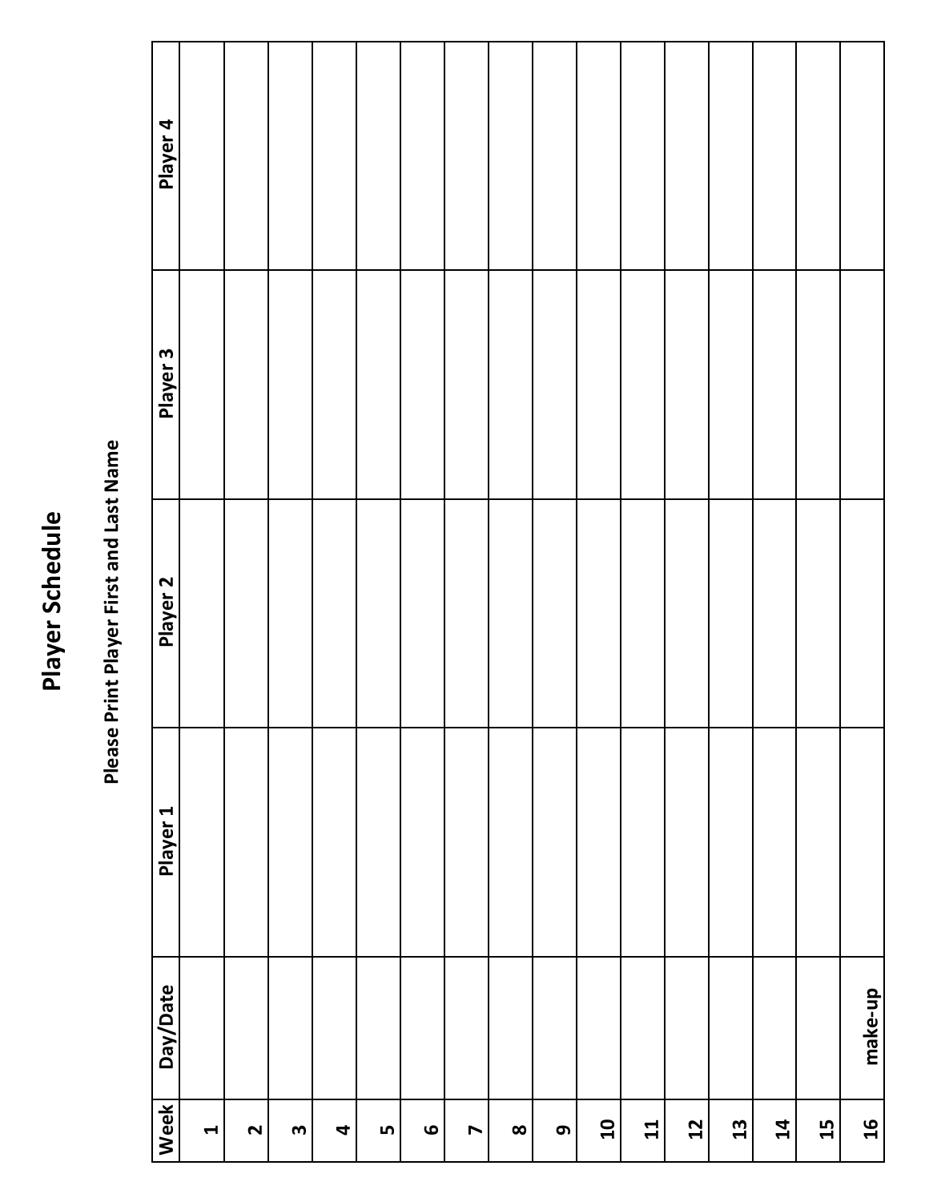# Player Schedule

**Please Print Player First and Last Name**

| Week | Day/Date | Player 1 | Player 2 | Player 3 | Player 4 |
|---|---|---|---|---|---|
| 1 | | | | | |
| 2 | | | | | |
| 3 | | | | | |
| 4 | | | | | |
| 5 | | | | | |
| 6 | | | | | |
| 7 | | | | | |
| 8 | | | | | |
| 9 | | | | | |
| 10 | | | | | |
| 11 | | | | | |
| 12 | | | | | |
| 13 | | | | | |
| 14 | | | | | |
| 15 | | | | | |
| 16 | make-up | | | | |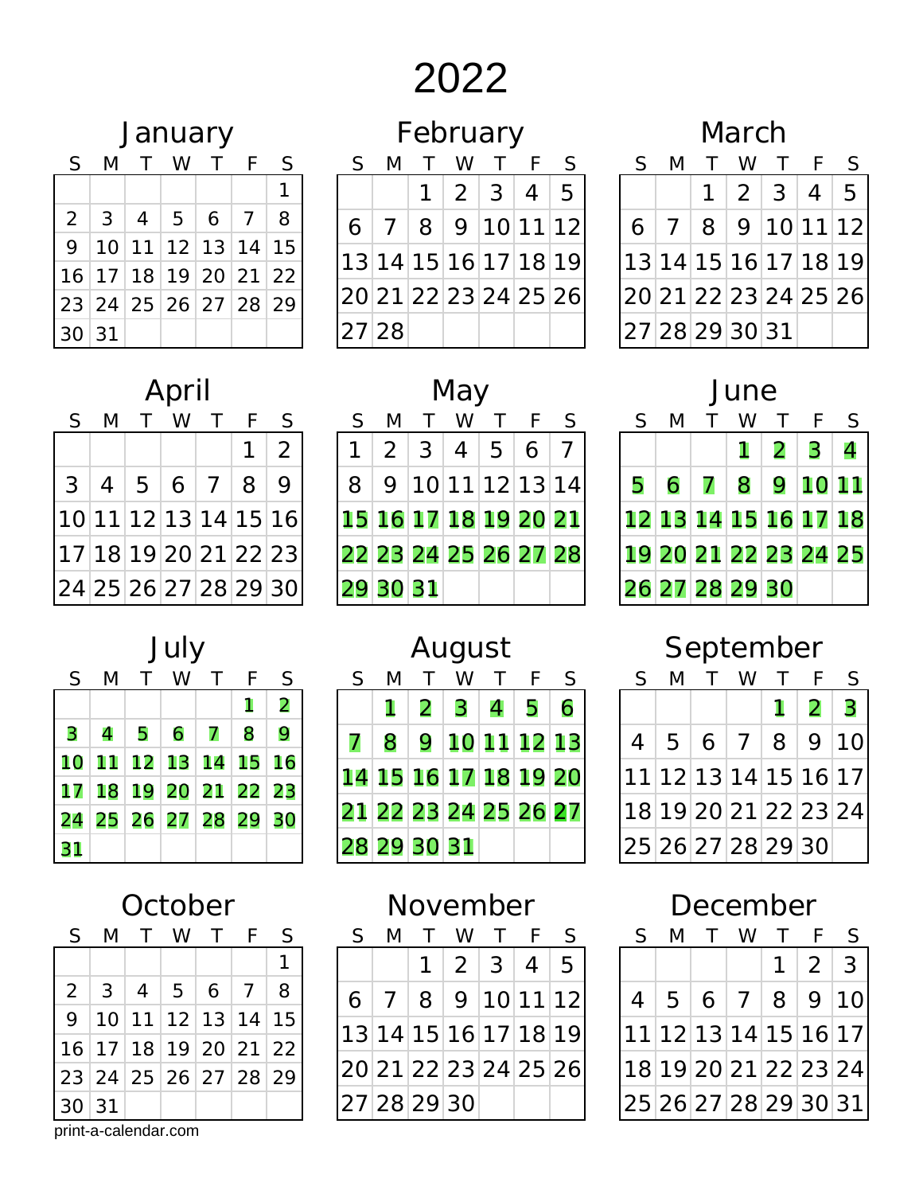# 2022

## January

| S | M | T | W | T | F | S |
|---|---|---|---|---|---|---|
| | | | | | | 1 |
| 2 | 3 | 4 | 5 | 6 | 7 | 8 |
| 9 | 10 | 11 | 12 | 13 | 14 | 15 |
| 16 | 17 | 18 | 19 | 20 | 21 | 22 |
| 23 | 24 | 25 | 26 | 27 | 28 | 29 |
| 30 | 31 | | | | | |

## February

| S | M | T | W | T | F | S |
|---|---|---|---|---|---|---|
| | | 1 | 2 | 3 | 4 | 5 |
| 6 | 7 | 8 | 9 | 10 | 11 | 12 |
| 13 | 14 | 15 | 16 | 17 | 18 | 19 |
| 20 | 21 | 22 | 23 | 24 | 25 | 26 |
| 27 | 28 | | | | | |

## March

| S | M | T | W | T | F | S |
|---|---|---|---|---|---|---|
| | | 1 | 2 | 3 | 4 | 5 |
| 6 | 7 | 8 | 9 | 10 | 11 | 12 |
| 13 | 14 | 15 | 16 | 17 | 18 | 19 |
| 20 | 21 | 22 | 23 | 24 | 25 | 26 |
| 27 | 28 | 29 | 30 | 31 | | |

## April

| S | M | T | W | T | F | S |
|---|---|---|---|---|---|---|
| | | | | | 1 | 2 |
| 3 | 4 | 5 | 6 | 7 | 8 | 9 |
| 10 | 11 | 12 | 13 | 14 | 15 | 16 |
| 17 | 18 | 19 | 20 | 21 | 22 | 23 |
| 24 | 25 | 26 | 27 | 28 | 29 | 30 |

## May

| S | M | T | W | T | F | S |
|---|---|---|---|---|---|---|
| 1 | 2 | 3 | 4 | 5 | 6 | 7 |
| 8 | 9 | 10 | 11 | 12 | 13 | 14 |
| **15** | **16** | **17** | **18** | **19** | **20** | **21** |
| **22** | **23** | **24** | **25** | **26** | **27** | **28** |
| **29** | **30** | **31** | | | | |

## June

| S | M | T | W | T | F | S |
|---|---|---|---|---|---|---|
| | | | **1** | **2** | **3** | **4** |
| **5** | **6** | **7** | **8** | **9** | **10** | **11** |
| **12** | **13** | **14** | **15** | **16** | **17** | **18** |
| **19** | **20** | **21** | **22** | **23** | **24** | **25** |
| **26** | **27** | **28** | **29** | **30** | | |

## July

| S | M | T | W | T | F | S |
|---|---|---|---|---|---|---|
| | | | | | **1** | **2** |
| **3** | **4** | **5** | **6** | **7** | **8** | **9** |
| **10** | **11** | **12** | **13** | **14** | **15** | **16** |
| **17** | **18** | **19** | **20** | **21** | **22** | **23** |
| **24** | **25** | **26** | **27** | **28** | **29** | **30** |
| **31** | | | | | | |

## August

| S | M | T | W | T | F | S |
|---|---|---|---|---|---|---|
| | **1** | **2** | **3** | **4** | **5** | **6** |
| **7** | **8** | **9** | **10** | **11** | **12** | **13** |
| **14** | **15** | **16** | **17** | **18** | **19** | **20** |
| **21** | **22** | **23** | **24** | **25** | **26** | **27** |
| **28** | **29** | **30** | **31** | | | |

## September

| S | M | T | W | T | F | S |
|---|---|---|---|---|---|---|
| | | | | **1** | **2** | **3** |
| 4 | 5 | 6 | 7 | 8 | 9 | 10 |
| 11 | 12 | 13 | 14 | 15 | 16 | 17 |
| 18 | 19 | 20 | 21 | 22 | 23 | 24 |
| 25 | 26 | 27 | 28 | 29 | 30 | |

## October

| S | M | T | W | T | F | S |
|---|---|---|---|---|---|---|
| | | | | | | 1 |
| 2 | 3 | 4 | 5 | 6 | 7 | 8 |
| 9 | 10 | 11 | 12 | 13 | 14 | 15 |
| 16 | 17 | 18 | 19 | 20 | 21 | 22 |
| 23 | 24 | 25 | 26 | 27 | 28 | 29 |
| 30 | 31 | | | | | |

## November

| S | M | T | W | T | F | S |
|---|---|---|---|---|---|---|
| | | 1 | 2 | 3 | 4 | 5 |
| 6 | 7 | 8 | 9 | 10 | 11 | 12 |
| 13 | 14 | 15 | 16 | 17 | 18 | 19 |
| 20 | 21 | 22 | 23 | 24 | 25 | 26 |
| 27 | 28 | 29 | 30 | | | |

## December

| S | M | T | W | T | F | S |
|---|---|---|---|---|---|---|
| | | | | 1 | 2 | 3 |
| 4 | 5 | 6 | 7 | 8 | 9 | 10 |
| 11 | 12 | 13 | 14 | 15 | 16 | 17 |
| 18 | 19 | 20 | 21 | 22 | 23 | 24 |
| 25 | 26 | 27 | 28 | 29 | 30 | 31 |

print-a-calendar.com